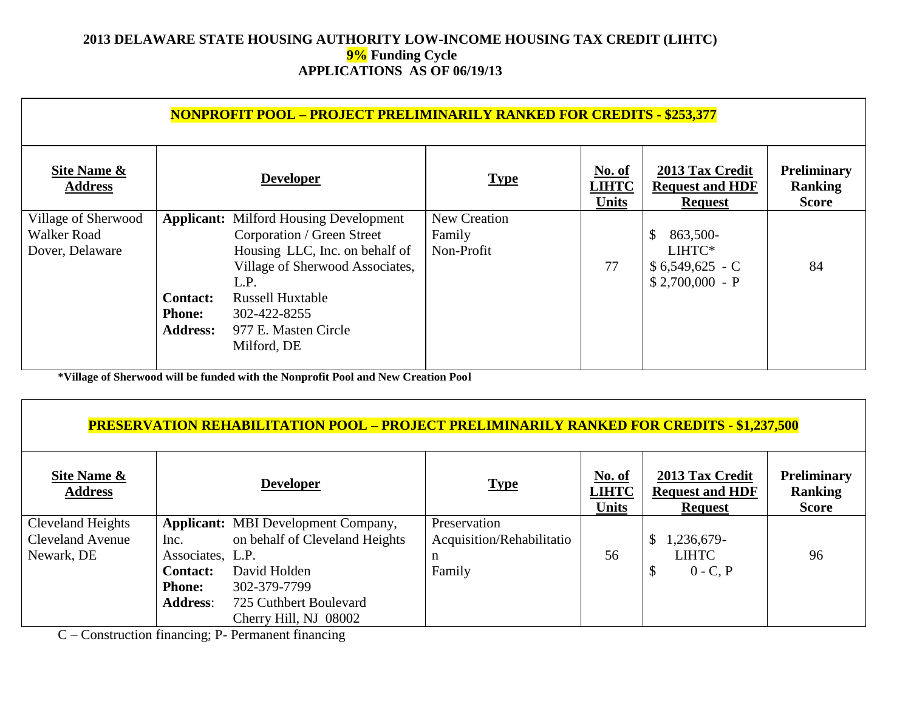# 2013 DELAWARE STATE HOUSING AUTHORITY LOW-INCOME HOUSING TAX CREDIT (LIHTC)

## 9% Funding Cycle

## APPLICATIONS AS OF 06/19/13

### NONPROFIT POOL – PROJECT PRELIMINARILY RANKED FOR CREDITS - $253,377

| Site Name & Address | Developer | Type | No. of LIHTC Units | 2013 Tax Credit Request and HDF Request | Preliminary Ranking Score |
|---|---|---|---|---|---|
| Village of Sherwood<br>Walker Road<br>Dover, Delaware | **Applicant:** Milford Housing Development Corporation / Green Street Housing LLC, Inc. on behalf of Village of Sherwood Associates, L.P.<br>**Contact:** Russell Huxtable<br>**Phone:** 302-422-8255<br>**Address:** 977 E. Masten Circle Milford, DE | New Creation<br>Family<br>Non-Profit | 77 | $ 863,500- LIHTC*<br>$ 6,549,625 - C<br>$ 2,700,000 - P | 84 |

***Village of Sherwood will be funded with the Nonprofit Pool and New Creation Pool**

### PRESERVATION REHABILITATION POOL – PROJECT PRELIMINARILY RANKED FOR CREDITS - $1,237,500

| Site Name & Address | Developer | Type | No. of LIHTC Units | 2013 Tax Credit Request and HDF Request | Preliminary Ranking Score |
|---|---|---|---|---|---|
| Cleveland Heights<br>Cleveland Avenue<br>Newark, DE | **Applicant:** MBI Development Company, Inc. on behalf of Cleveland Heights Associates, L.P.<br>**Contact:** David Holden<br>**Phone:** 302-379-7799<br>**Address:** 725 Cuthbert Boulevard Cherry Hill, NJ 08002 | Preservation<br>Acquisition/Rehabilitation<br>Family | 56 | $ 1,236,679- LIHTC<br>$ 0 - C, P | 96 |

C – Construction financing; P- Permanent financing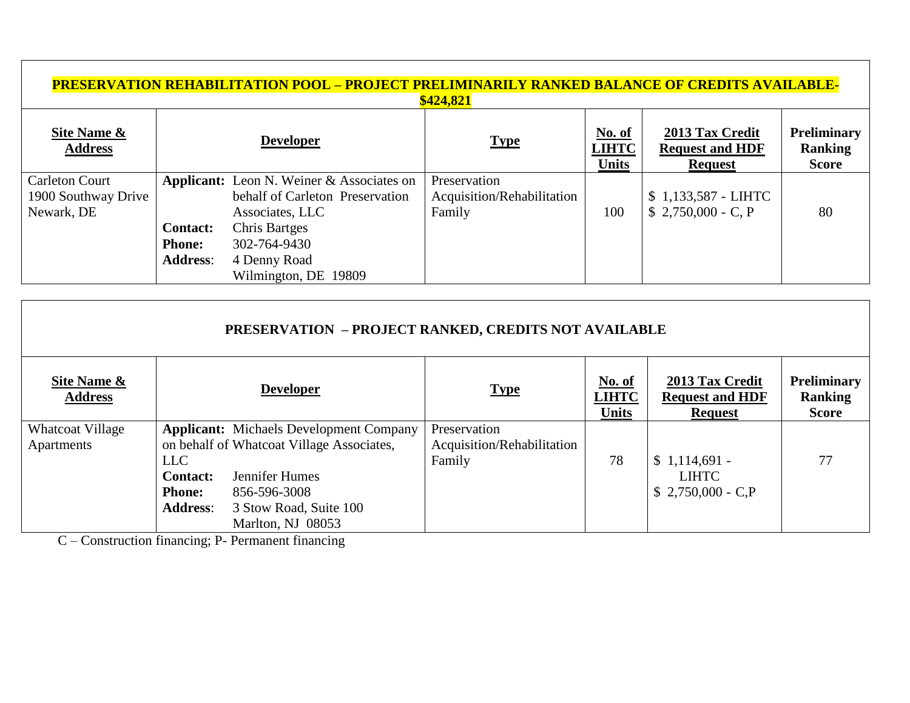| **PRESERVATION REHABILITATION POOL – PROJECT PRELIMINARILY RANKED BALANCE OF CREDITS AVAILABLE- $424,821** | | | | | |
|---|---|---|---|---|---|
| **Site Name & Address** | **Developer** | **Type** | **No. of LIHTC Units** | **2013 Tax Credit Request and HDF Request** | **Preliminary Ranking Score** |
| Carleton Court<br>1900 Southway Drive<br>Newark, DE | **Applicant:** Leon N. Weiner & Associates on behalf of Carleton Preservation Associates, LLC<br>**Contact:** Chris Bartges<br>**Phone:** 302-764-9430<br>**Address**: 4 Denny Road<br>Wilmington, DE 19809 | Preservation<br>Acquisition/Rehabilitation<br>Family | 100 | $ 1,133,587 - LIHTC<br>$ 2,750,000 - C, P | 80 |

| **PRESERVATION – PROJECT RANKED, CREDITS NOT AVAILABLE** | | | | | |
|---|---|---|---|---|---|
| **Site Name & Address** | **Developer** | **Type** | **No. of LIHTC Units** | **2013 Tax Credit Request and HDF Request** | **Preliminary Ranking Score** |
| Whatcoat Village Apartments | **Applicant:** Michaels Development Company on behalf of Whatcoat Village Associates, LLC<br>**Contact:** Jennifer Humes<br>**Phone:** 856-596-3008<br>**Address**: 3 Stow Road, Suite 100<br>Marlton, NJ 08053 | Preservation<br>Acquisition/Rehabilitation<br>Family | 78 | $ 1,114,691 - LIHTC<br>$ 2,750,000 - C,P | 77 |

C – Construction financing; P- Permanent financing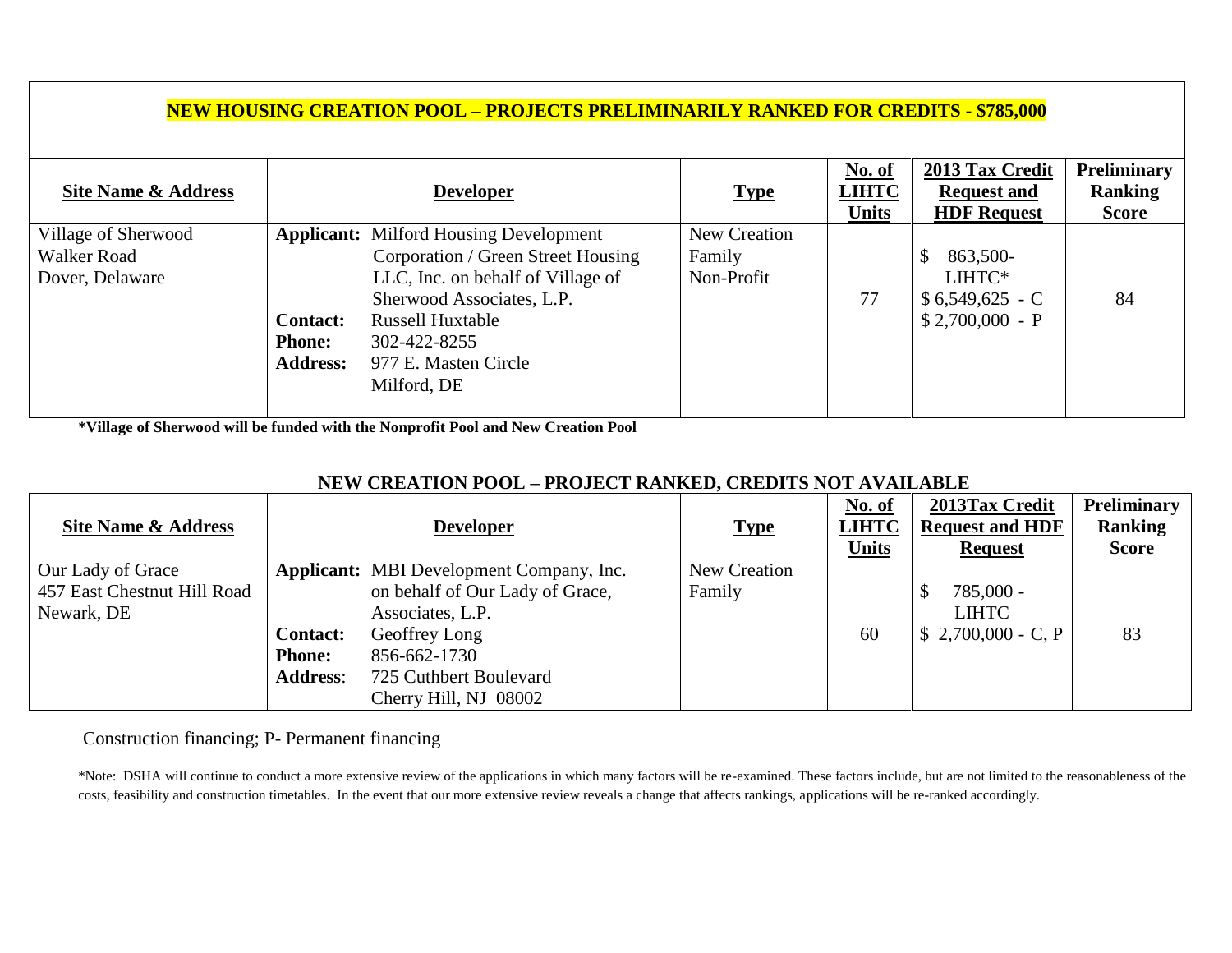## NEW HOUSING CREATION POOL – PROJECTS PRELIMINARILY RANKED FOR CREDITS - $785,000

| Site Name & Address | Developer | Type | No. of LIHTC Units | 2013 Tax Credit Request and HDF Request | Preliminary Ranking Score |
|---|---|---|---|---|---|
| Village of Sherwood<br>Walker Road<br>Dover, Delaware | **Applicant:** Milford Housing Development Corporation / Green Street Housing LLC, Inc. on behalf of Village of Sherwood Associates, L.P.<br>**Contact:** Russell Huxtable<br>**Phone:** 302-422-8255<br>**Address:** 977 E. Masten Circle Milford, DE | New Creation<br>Family<br>Non-Profit | 77 | $ 863,500- LIHTC*<br>$ 6,549,625 - C<br>$ 2,700,000 - P | 84 |

**\*Village of Sherwood will be funded with the Nonprofit Pool and New Creation Pool**

### NEW CREATION POOL – PROJECT RANKED, CREDITS NOT AVAILABLE

| Site Name & Address | Developer | Type | No. of LIHTC Units | 2013Tax Credit Request and HDF Request | Preliminary Ranking Score |
|---|---|---|---|---|---|
| Our Lady of Grace<br>457 East Chestnut Hill Road<br>Newark, DE | **Applicant:** MBI Development Company, Inc. on behalf of Our Lady of Grace, Associates, L.P.<br>**Contact:** Geoffrey Long<br>**Phone:** 856-662-1730<br>**Address:** 725 Cuthbert Boulevard Cherry Hill, NJ 08002 | New Creation<br>Family | 60 | $ 785,000 - LIHTC<br>$ 2,700,000 - C, P | 83 |

Construction financing; P- Permanent financing

*Note: DSHA will continue to conduct a more extensive review of the applications in which many factors will be re-examined. These factors include, but are not limited to the reasonableness of the costs, feasibility and construction timetables. In the event that our more extensive review reveals a change that affects rankings, applications will be re-ranked accordingly.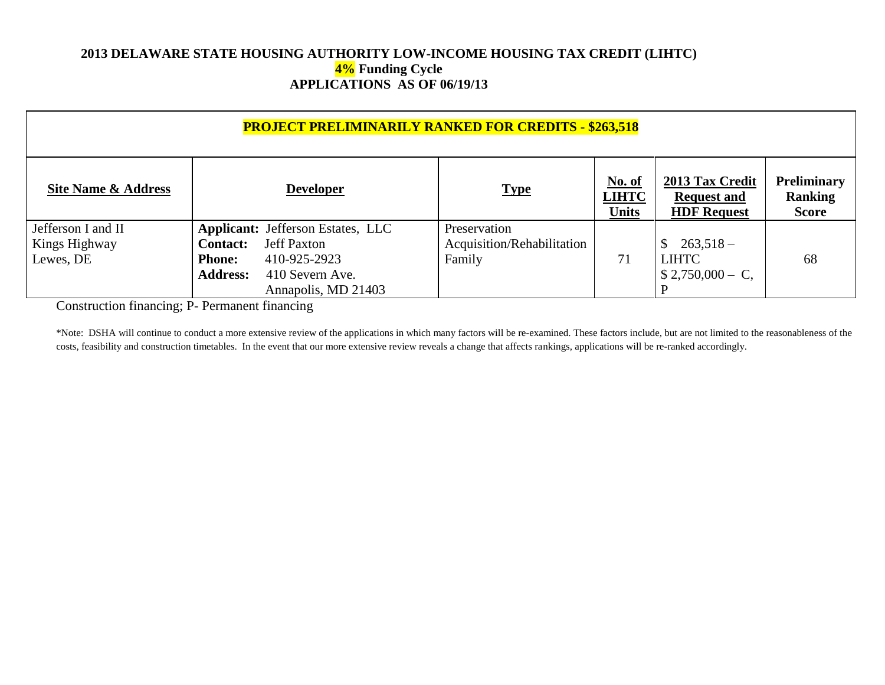**2013 DELAWARE STATE HOUSING AUTHORITY LOW-INCOME HOUSING TAX CREDIT (LIHTC)**
**4% Funding Cycle**
**APPLICATIONS AS OF 06/19/13**

| **PROJECT PRELIMINARILY RANKED FOR CREDITS - $263,518** | | | | | |
|---|---|---|---|---|---|
| **Site Name & Address** | **Developer** | **Type** | **No. of LIHTC Units** | **2013 Tax Credit Request and HDF Request** | **Preliminary Ranking Score** |
| Jefferson I and II<br>Kings Highway<br>Lewes, DE | **Applicant:** Jefferson Estates, LLC<br>**Contact:** Jeff Paxton<br>**Phone:** 410-925-2923<br>**Address:** 410 Severn Ave. Annapolis, MD 21403 | Preservation<br>Acquisition/Rehabilitation<br>Family | 71 | $ 263,518 – LIHTC<br>$ 2,750,000 – C, P | 68 |

Construction financing; P- Permanent financing

*Note: DSHA will continue to conduct a more extensive review of the applications in which many factors will be re-examined. These factors include, but are not limited to the reasonableness of the costs, feasibility and construction timetables. In the event that our more extensive review reveals a change that affects rankings, applications will be re-ranked accordingly.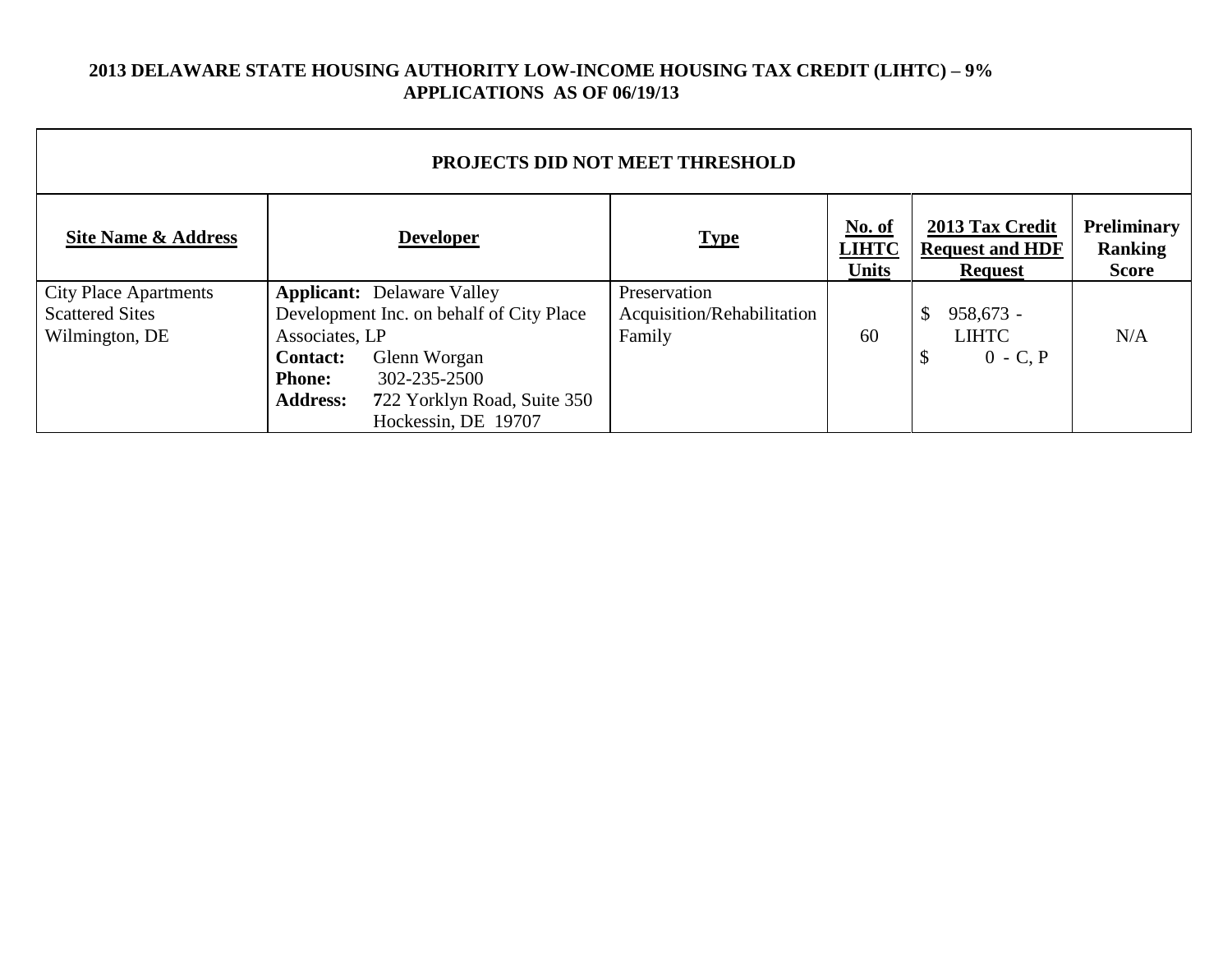**2013 DELAWARE STATE HOUSING AUTHORITY LOW-INCOME HOUSING TAX CREDIT (LIHTC) – 9% APPLICATIONS AS OF 06/19/13**

| PROJECTS DID NOT MEET THRESHOLD | | | | | |
|---|---|---|---|---|---|
| **Site Name & Address** | **Developer** | **Type** | **No. of LIHTC Units** | **2013 Tax Credit Request and HDF Request** | **Preliminary Ranking Score** |
| City Place Apartments<br>Scattered Sites<br>Wilmington, DE | **Applicant:** Delaware Valley Development Inc. on behalf of City Place Associates, LP<br>**Contact:** Glenn Worgan<br>**Phone:** 302-235-2500<br>**Address:** 722 Yorklyn Road, Suite 350<br>Hockessin, DE 19707 | Preservation<br>Acquisition/Rehabilitation<br>Family | 60 | $ 958,673 - LIHTC<br>$ 0 - C, P | N/A |